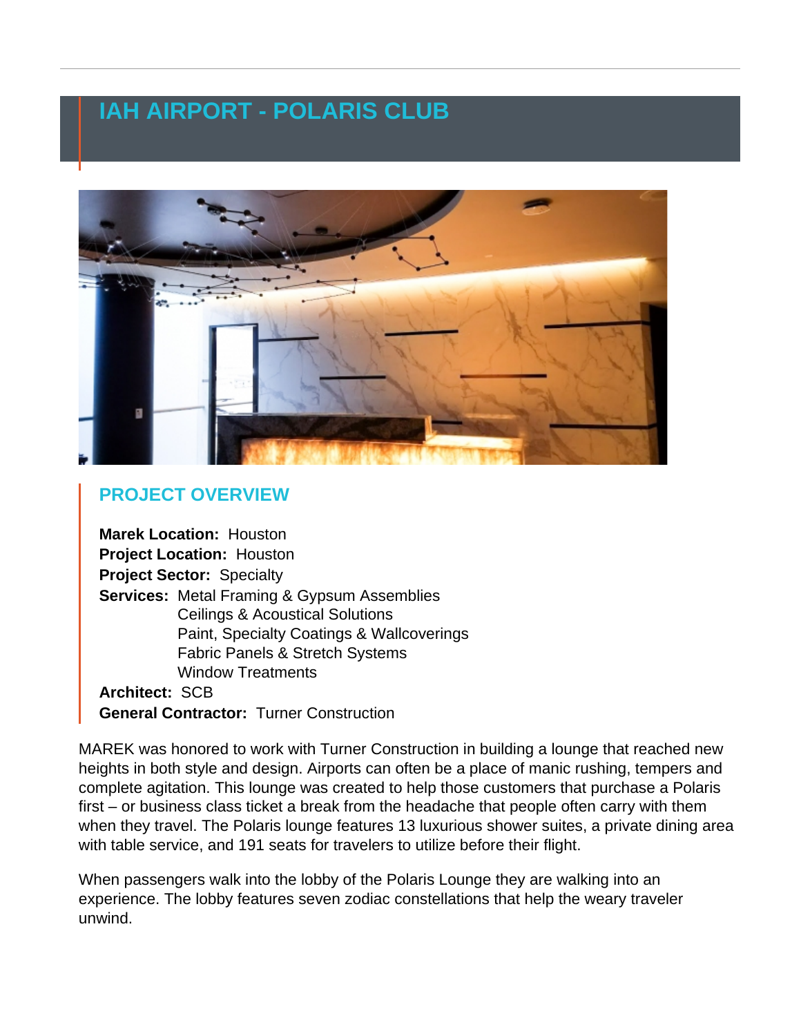# IAH AIRPORT - POLARIS CLUB

## PROJECT OVERVIEW

**Marek Location:** Houston
**Project Location:** Houston
**Project Sector:** Specialty
**Services:** Metal Framing & Gypsum Assemblies
Ceilings & Acoustical Solutions
Paint, Specialty Coatings & Wallcoverings
Fabric Panels & Stretch Systems
Window Treatments
**Architect:** SCB
**General Contractor:** Turner Construction

MAREK was honored to work with Turner Construction in building a lounge that reached new heights in both style and design. Airports can often be a place of manic rushing, tempers and complete agitation. This lounge was created to help those customers that purchase a Polaris first – or business class ticket a break from the headache that people often carry with them when they travel. The Polaris lounge features 13 luxurious shower suites, a private dining area with table service, and 191 seats for travelers to utilize before their flight.

When passengers walk into the lobby of the Polaris Lounge they are walking into an experience. The lobby features seven zodiac constellations that help the weary traveler unwind.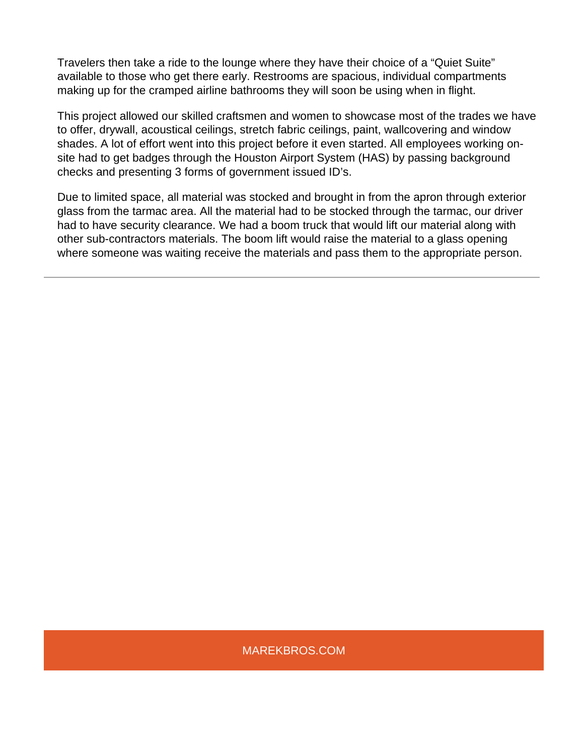Travelers then take a ride to the lounge where they have their choice of a "Quiet Suite" available to those who get there early. Restrooms are spacious, individual compartments making up for the cramped airline bathrooms they will soon be using when in flight.

This project allowed our skilled craftsmen and women to showcase most of the trades we have to offer, drywall, acoustical ceilings, stretch fabric ceilings, paint, wallcovering and window shades. A lot of effort went into this project before it even started. All employees working on-site had to get badges through the Houston Airport System (HAS) by passing background checks and presenting 3 forms of government issued ID's.

Due to limited space, all material was stocked and brought in from the apron through exterior glass from the tarmac area. All the material had to be stocked through the tarmac, our driver had to have security clearance. We had a boom truck that would lift our material along with other sub-contractors materials. The boom lift would raise the material to a glass opening where someone was waiting receive the materials and pass them to the appropriate person.

---

MAREKBROS.COM